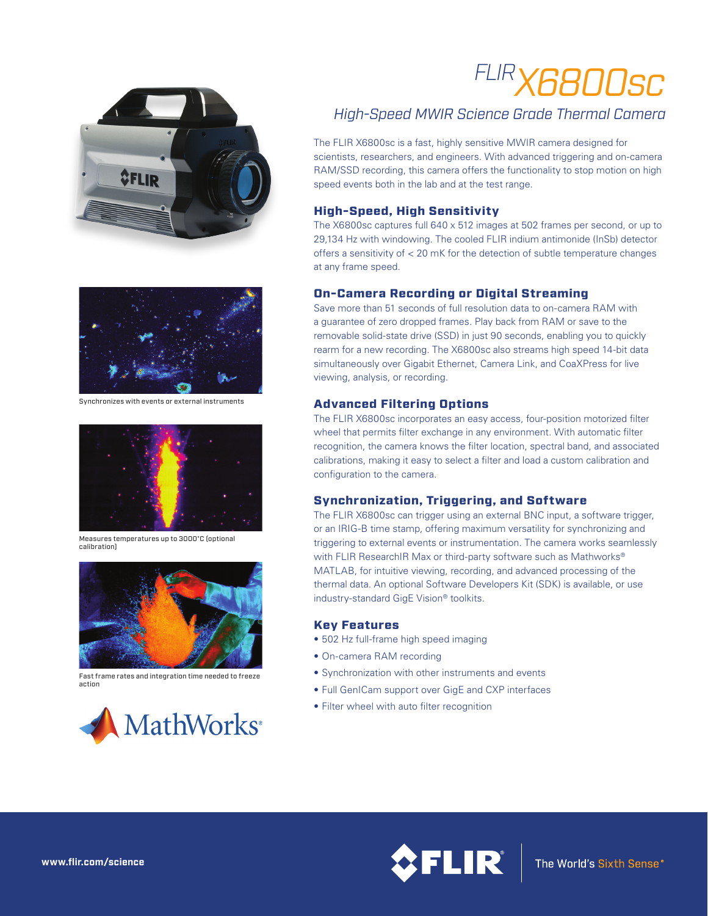# FLIR X6800sc

## *High-Speed MWIR Science Grade Thermal Camera*

The FLIR X6800sc is a fast, highly sensitive MWIR camera designed for scientists, researchers, and engineers. With advanced triggering and on-camera RAM/SSD recording, this camera offers the functionality to stop motion on high speed events both in the lab and at the test range.

### High-Speed, High Sensitivity

The X6800sc captures full 640 x 512 images at 502 frames per second, or up to 29,134 Hz with windowing. The cooled FLIR indium antimonide (InSb) detector offers a sensitivity of < 20 mK for the detection of subtle temperature changes at any frame speed.

### On-Camera Recording or Digital Streaming

Save more than 51 seconds of full resolution data to on-camera RAM with a guarantee of zero dropped frames. Play back from RAM or save to the removable solid-state drive (SSD) in just 90 seconds, enabling you to quickly rearm for a new recording. The X6800sc also streams high speed 14-bit data simultaneously over Gigabit Ethernet, Camera Link, and CoaXPress for live viewing, analysis, or recording.

### Advanced Filtering Options

The FLIR X6800sc incorporates an easy access, four-position motorized filter wheel that permits filter exchange in any environment. With automatic filter recognition, the camera knows the filter location, spectral band, and associated calibrations, making it easy to select a filter and load a custom calibration and configuration to the camera.

### Synchronization, Triggering, and Software

The FLIR X6800sc can trigger using an external BNC input, a software trigger, or an IRIG-B time stamp, offering maximum versatility for synchronizing and triggering to external events or instrumentation. The camera works seamlessly with FLIR ResearchIR Max or third-party software such as Mathworks® MATLAB, for intuitive viewing, recording, and advanced processing of the thermal data. An optional Software Developers Kit (SDK) is available, or use industry-standard GigE Vision® toolkits.

### Key Features

- 502 Hz full-frame high speed imaging
- On-camera RAM recording
- Synchronization with other instruments and events
- Full GenICam support over GigE and CXP interfaces
- Filter wheel with auto filter recognition

Synchronizes with events or external instruments

Measures temperatures up to 3000°C (optional calibration)

Fast frame rates and integration time needed to freeze action

MathWorks®

www.flir.com/science

FLIR® The World's Sixth Sense®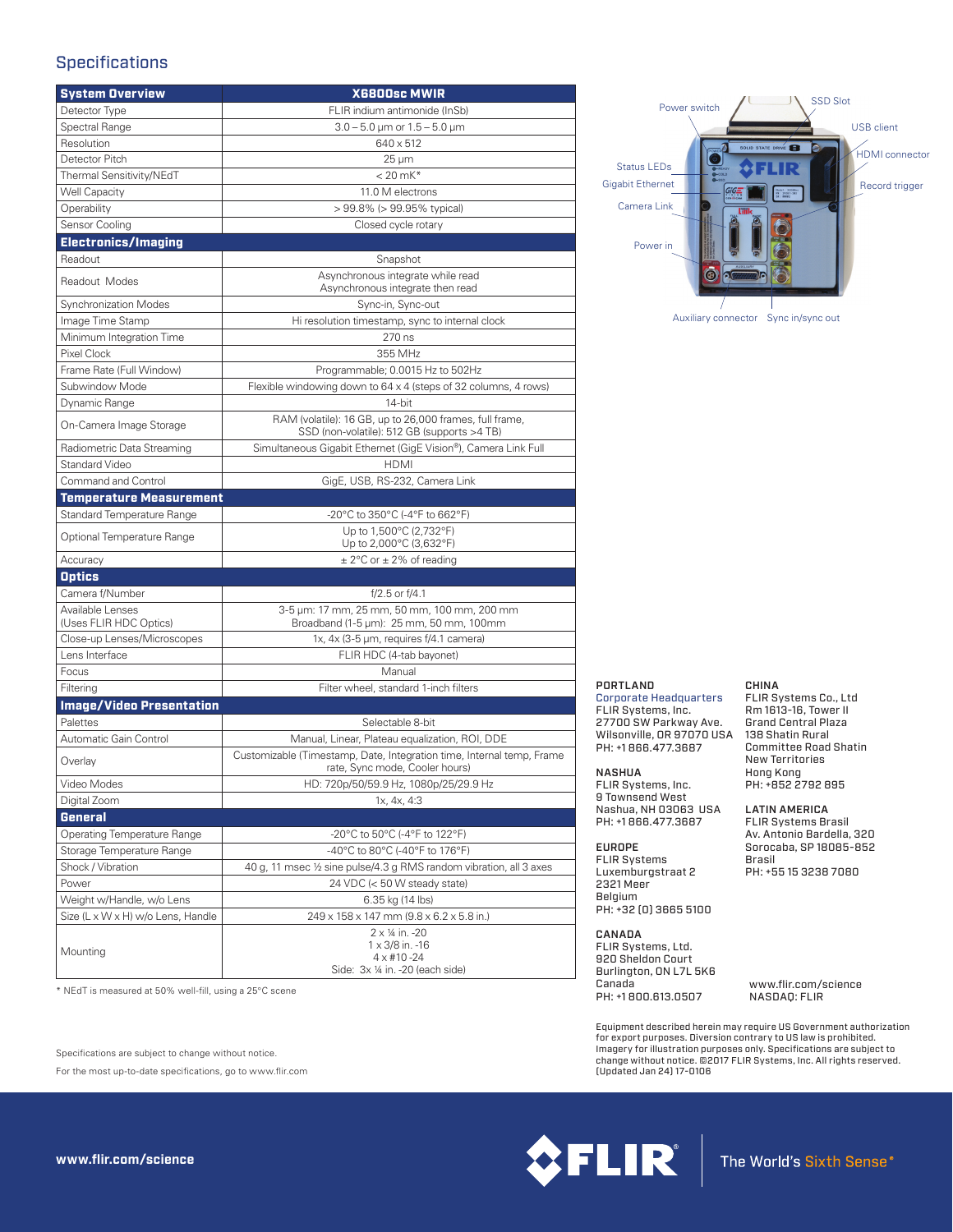## Specifications

| System Overview | X6800sc MWIR |
|---|---|
| Detector Type | FLIR indium antimonide (InSb) |
| Spectral Range | 3.0 – 5.0 µm or 1.5 – 5.0 µm |
| Resolution | 640 x 512 |
| Detector Pitch | 25 µm |
| Thermal Sensitivity/NEdT | < 20 mK* |
| Well Capacity | 11.0 M electrons |
| Operability | > 99.8% (> 99.95% typical) |
| Sensor Cooling | Closed cycle rotary |
| **Electronics/Imaging** | |
| Readout | Snapshot |
| Readout Modes | Asynchronous integrate while read<br>Asynchronous integrate then read |
| Synchronization Modes | Sync-in, Sync-out |
| Image Time Stamp | Hi resolution timestamp, sync to internal clock |
| Minimum Integration Time | 270 ns |
| Pixel Clock | 355 MHz |
| Frame Rate (Full Window) | Programmable; 0.0015 Hz to 502Hz |
| Subwindow Mode | Flexible windowing down to 64 x 4 (steps of 32 columns, 4 rows) |
| Dynamic Range | 14-bit |
| On-Camera Image Storage | RAM (volatile): 16 GB, up to 26,000 frames, full frame,<br>SSD (non-volatile): 512 GB (supports >4 TB) |
| Radiometric Data Streaming | Simultaneous Gigabit Ethernet (GigE Vision®), Camera Link Full |
| Standard Video | HDMI |
| Command and Control | GigE, USB, RS-232, Camera Link |
| **Temperature Measurement** | |
| Standard Temperature Range | -20°C to 350°C (-4°F to 662°F) |
| Optional Temperature Range | Up to 1,500°C (2,732°F)<br>Up to 2,000°C (3,632°F) |
| Accuracy | ± 2°C or ± 2% of reading |
| **Optics** | |
| Camera f/Number | f/2.5 or f/4.1 |
| Available Lenses (Uses FLIR HDC Optics) | 3-5 µm: 17 mm, 25 mm, 50 mm, 100 mm, 200 mm<br>Broadband (1-5 µm): 25 mm, 50 mm, 100mm |
| Close-up Lenses/Microscopes | 1x, 4x (3-5 µm, requires f/4.1 camera) |
| Lens Interface | FLIR HDC (4-tab bayonet) |
| Focus | Manual |
| Filtering | Filter wheel, standard 1-inch filters |
| **Image/Video Presentation** | |
| Palettes | Selectable 8-bit |
| Automatic Gain Control | Manual, Linear, Plateau equalization, ROI, DDE |
| Overlay | Customizable (Timestamp, Date, Integration time, Internal temp, Frame rate, Sync mode, Cooler hours) |
| Video Modes | HD: 720p/50/59.9 Hz, 1080p/25/29.9 Hz |
| Digital Zoom | 1x, 4x, 4:3 |
| **General** | |
| Operating Temperature Range | -20°C to 50°C (-4°F to 122°F) |
| Storage Temperature Range | -40°C to 80°C (-40°F to 176°F) |
| Shock / Vibration | 40 g, 11 msec ½ sine pulse/4.3 g RMS random vibration, all 3 axes |
| Power | 24 VDC (< 50 W steady state) |
| Weight w/Handle, w/o Lens | 6.35 kg (14 lbs) |
| Size (L x W x H) w/o Lens, Handle | 249 x 158 x 147 mm (9.8 x 6.2 x 5.8 in.) |
| Mounting | 2 x ¼ in. -20<br>1 x 3/8 in. -16<br>4 x #10 -24<br>Side: 3x ¼ in. -20 (each side) |

\* NEdT is measured at 50% well-fill, using a 25°C scene

Power switch
SSD Slot
USB client
HDMI connector
Status LEDs
Record trigger
Gigabit Ethernet
Camera Link
Power in
Auxiliary connector
Sync in/sync out

Specifications are subject to change without notice.

For the most up-to-date specifications, go to www.flir.com

**PORTLAND**
Corporate Headquarters
FLIR Systems, Inc.
27700 SW Parkway Ave.
Wilsonville, OR 97070 USA
PH: +1 866.477.3687

**NASHUA**
FLIR Systems, Inc.
9 Townsend West
Nashua, NH 03063 USA
PH: +1 866.477.3687

**EUROPE**
FLIR Systems
Luxemburgstraat 2
2321 Meer
Belgium
PH: +32 (0) 3665 5100

**CANADA**
FLIR Systems, Ltd.
920 Sheldon Court
Burlington, ON L7L 5K6
Canada
PH: +1 800.613.0507

**CHINA**
FLIR Systems Co., Ltd
Rm 1613-16, Tower II
Grand Central Plaza
138 Shatin Rural
Committee Road Shatin
New Territories
Hong Kong
PH: +852 2792 895

**LATIN AMERICA**
FLIR Systems Brasil
Av. Antonio Bardella, 320
Sorocaba, SP 18085-852
Brasil
PH: +55 15 3238 7080

www.flir.com/science
NASDAQ: FLIR

Equipment described herein may require US Government authorization for export purposes. Diversion contrary to US law is prohibited. Imagery for illustration purposes only. Specifications are subject to change without notice. ©2017 FLIR Systems, Inc. All rights reserved. (Updated Jan 24) 17-0106

www.flir.com/science

FLIR — The World's Sixth Sense®